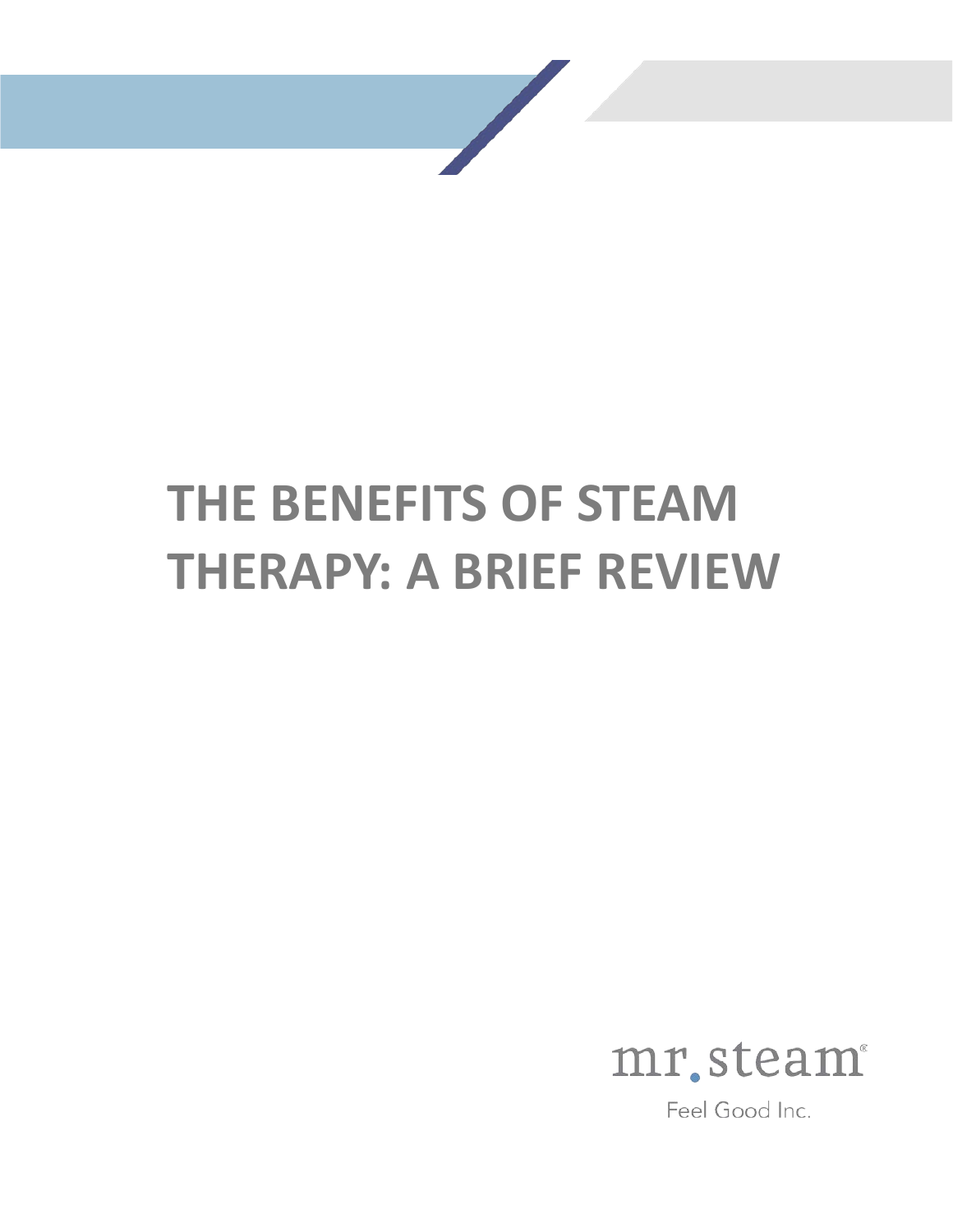# THE BENEFITS OF STEAM THERAPY: A BRIEF REVIEW

mr.steam®

Feel Good Inc.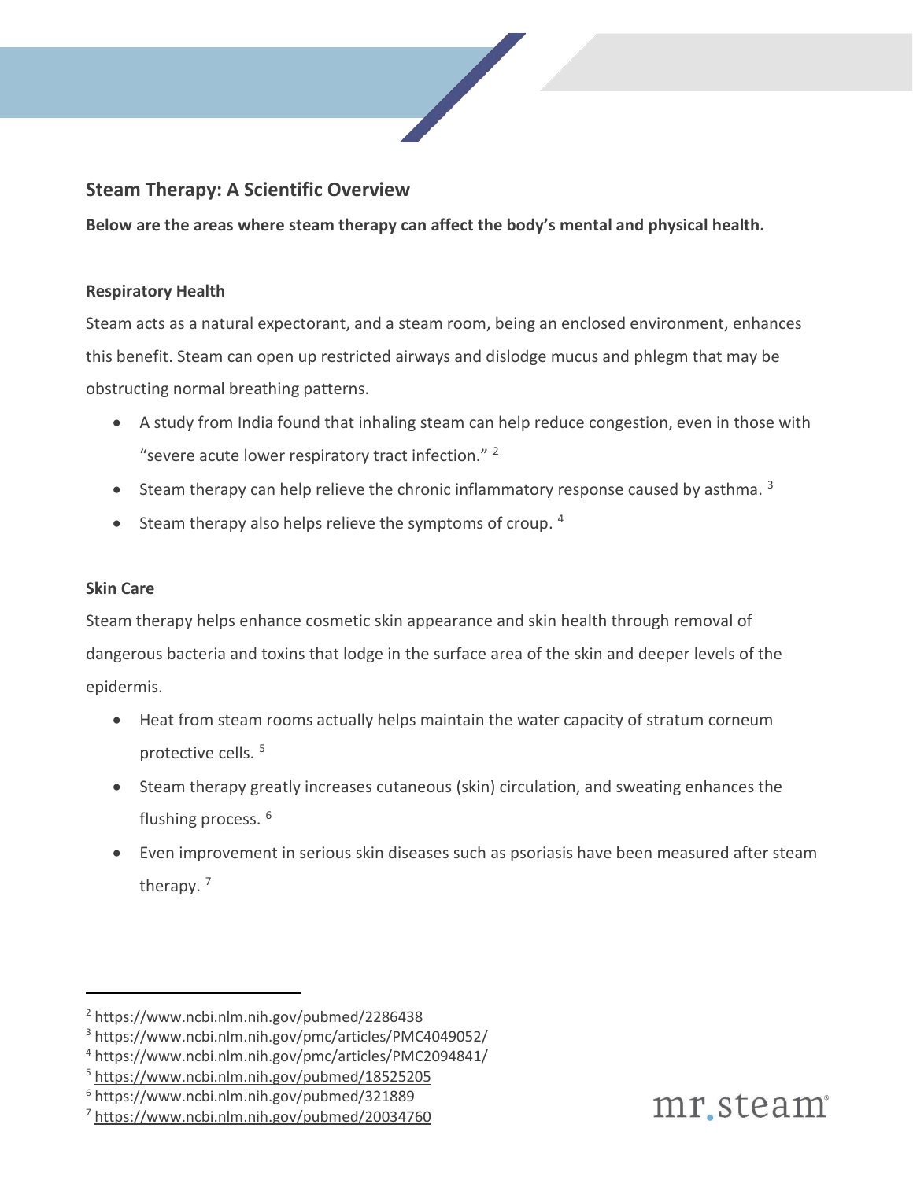## Steam Therapy: A Scientific Overview

**Below are the areas where steam therapy can affect the body's mental and physical health.**

### Respiratory Health

Steam acts as a natural expectorant, and a steam room, being an enclosed environment, enhances this benefit. Steam can open up restricted airways and dislodge mucus and phlegm that may be obstructing normal breathing patterns.

- A study from India found that inhaling steam can help reduce congestion, even in those with "severe acute lower respiratory tract infection." [2]
- Steam therapy can help relieve the chronic inflammatory response caused by asthma. [3]
- Steam therapy also helps relieve the symptoms of croup. [4]

### Skin Care

Steam therapy helps enhance cosmetic skin appearance and skin health through removal of dangerous bacteria and toxins that lodge in the surface area of the skin and deeper levels of the epidermis.

- Heat from steam rooms actually helps maintain the water capacity of stratum corneum protective cells. [5]
- Steam therapy greatly increases cutaneous (skin) circulation, and sweating enhances the flushing process. [6]
- Even improvement in serious skin diseases such as psoriasis have been measured after steam therapy. [7]

---

[2] https://www.ncbi.nlm.nih.gov/pubmed/2286438
[3] https://www.ncbi.nlm.nih.gov/pmc/articles/PMC4049052/
[4] https://www.ncbi.nlm.nih.gov/pmc/articles/PMC2094841/
[5] https://www.ncbi.nlm.nih.gov/pubmed/18525205
[6] https://www.ncbi.nlm.nih.gov/pubmed/321889
[7] https://www.ncbi.nlm.nih.gov/pubmed/20034760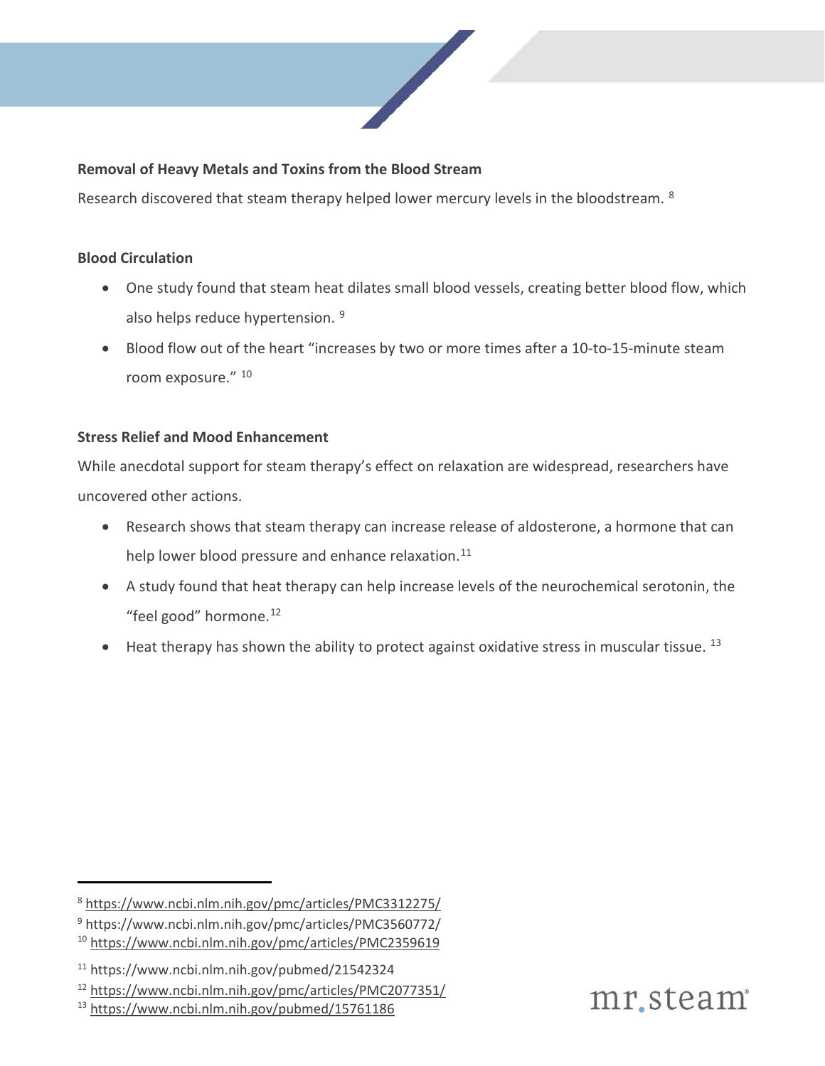**Removal of Heavy Metals and Toxins from the Blood Stream**

Research discovered that steam therapy helped lower mercury levels in the bloodstream. [8]

**Blood Circulation**

- One study found that steam heat dilates small blood vessels, creating better blood flow, which also helps reduce hypertension. [9]
- Blood flow out of the heart "increases by two or more times after a 10-to-15-minute steam room exposure." [10]

**Stress Relief and Mood Enhancement**

While anecdotal support for steam therapy's effect on relaxation are widespread, researchers have uncovered other actions.

- Research shows that steam therapy can increase release of aldosterone, a hormone that can help lower blood pressure and enhance relaxation.[11]
- A study found that heat therapy can help increase levels of the neurochemical serotonin, the "feel good" hormone.[12]
- Heat therapy has shown the ability to protect against oxidative stress in muscular tissue. [13]

---

[8] https://www.ncbi.nlm.nih.gov/pmc/articles/PMC3312275/

[9] https://www.ncbi.nlm.nih.gov/pmc/articles/PMC3560772/

[10] https://www.ncbi.nlm.nih.gov/pmc/articles/PMC2359619

[11] https://www.ncbi.nlm.nih.gov/pubmed/21542324

[12] https://www.ncbi.nlm.nih.gov/pmc/articles/PMC2077351/

[13] https://www.ncbi.nlm.nih.gov/pubmed/15761186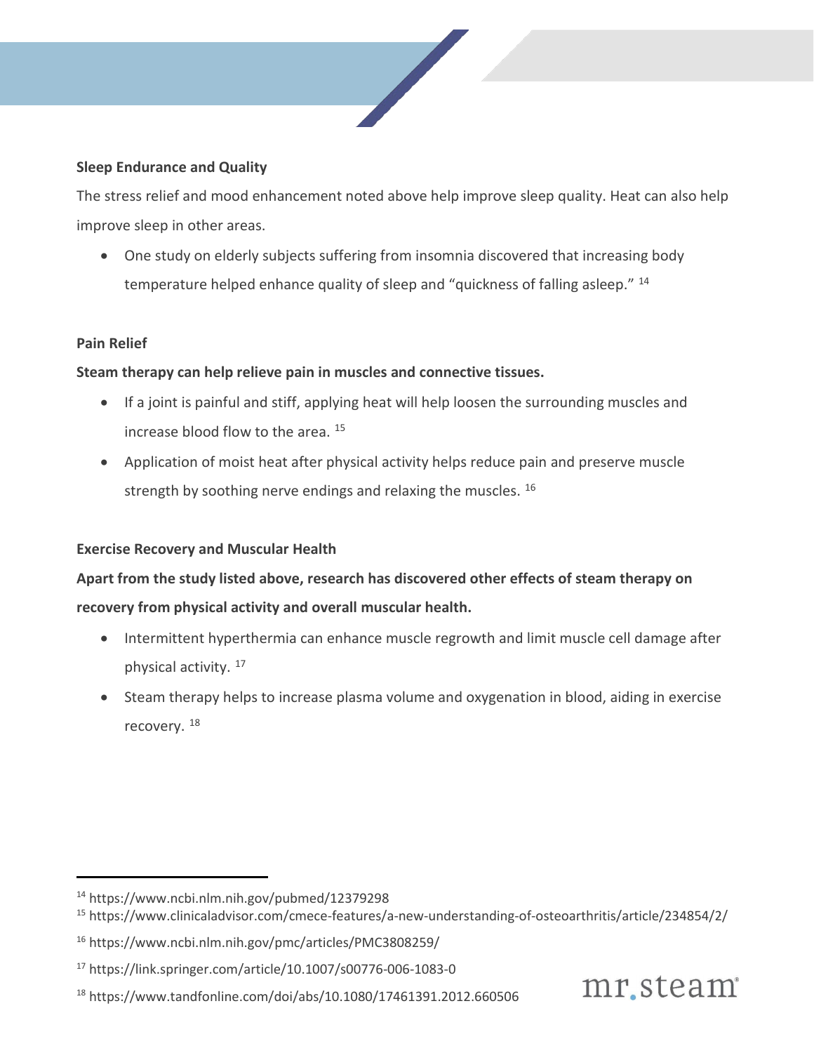**Sleep Endurance and Quality**

The stress relief and mood enhancement noted above help improve sleep quality. Heat can also help improve sleep in other areas.

- One study on elderly subjects suffering from insomnia discovered that increasing body temperature helped enhance quality of sleep and "quickness of falling asleep." [14]

**Pain Relief**

**Steam therapy can help relieve pain in muscles and connective tissues.**

- If a joint is painful and stiff, applying heat will help loosen the surrounding muscles and increase blood flow to the area. [15]
- Application of moist heat after physical activity helps reduce pain and preserve muscle strength by soothing nerve endings and relaxing the muscles. [16]

**Exercise Recovery and Muscular Health**

**Apart from the study listed above, research has discovered other effects of steam therapy on recovery from physical activity and overall muscular health.**

- Intermittent hyperthermia can enhance muscle regrowth and limit muscle cell damage after physical activity. [17]
- Steam therapy helps to increase plasma volume and oxygenation in blood, aiding in exercise recovery. [18]

---

[14] https://www.ncbi.nlm.nih.gov/pubmed/12379298

[15] https://www.clinicaladvisor.com/cmece-features/a-new-understanding-of-osteoarthritis/article/234854/2/

[16] https://www.ncbi.nlm.nih.gov/pmc/articles/PMC3808259/

[17] https://link.springer.com/article/10.1007/s00776-006-1083-0

[18] https://www.tandfonline.com/doi/abs/10.1080/17461391.2012.660506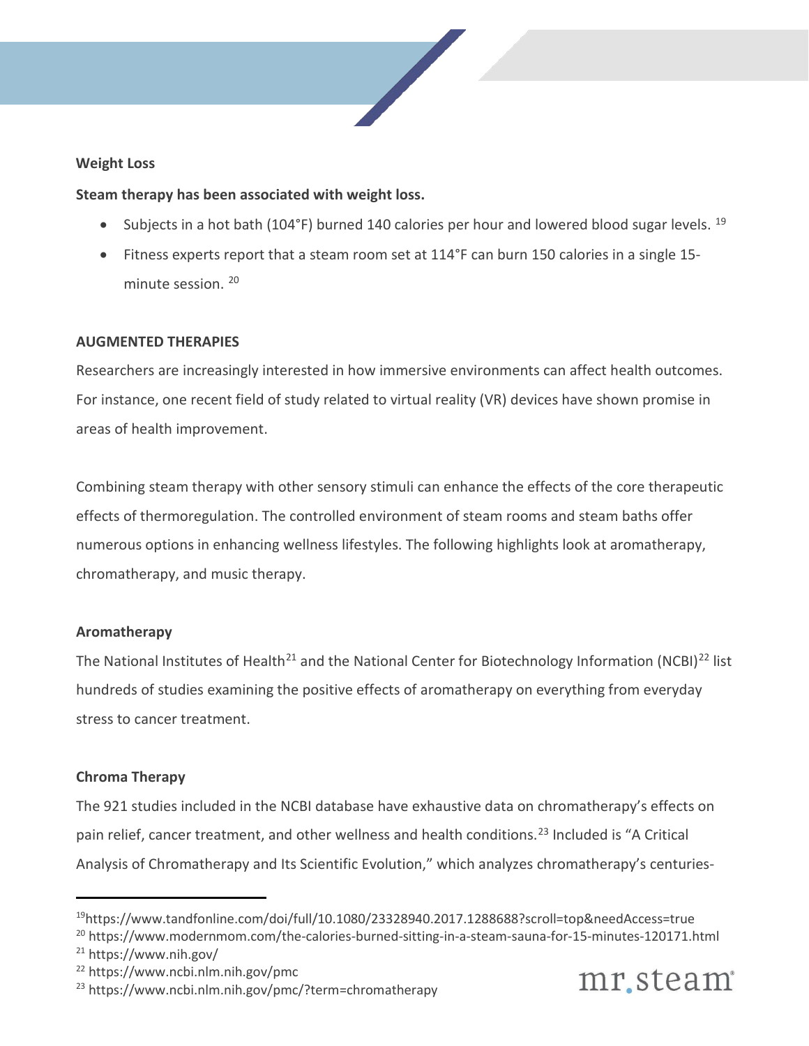### Weight Loss

**Steam therapy has been associated with weight loss.**

- Subjects in a hot bath (104°F) burned 140 calories per hour and lowered blood sugar levels. [19]
- Fitness experts report that a steam room set at 114°F can burn 150 calories in a single 15-minute session. [20]

## AUGMENTED THERAPIES

Researchers are increasingly interested in how immersive environments can affect health outcomes. For instance, one recent field of study related to virtual reality (VR) devices have shown promise in areas of health improvement.

Combining steam therapy with other sensory stimuli can enhance the effects of the core therapeutic effects of thermoregulation. The controlled environment of steam rooms and steam baths offer numerous options in enhancing wellness lifestyles. The following highlights look at aromatherapy, chromatherapy, and music therapy.

### Aromatherapy

The National Institutes of Health[21] and the National Center for Biotechnology Information (NCBI)[22] list hundreds of studies examining the positive effects of aromatherapy on everything from everyday stress to cancer treatment.

### Chroma Therapy

The 921 studies included in the NCBI database have exhaustive data on chromatherapy's effects on pain relief, cancer treatment, and other wellness and health conditions.[23] Included is "A Critical Analysis of Chromatherapy and Its Scientific Evolution," which analyzes chromatherapy's centuries-

---

[19] https://www.tandfonline.com/doi/full/10.1080/23328940.2017.1288688?scroll=top&needAccess=true
[20] https://www.modernmom.com/the-calories-burned-sitting-in-a-steam-sauna-for-15-minutes-120171.html
[21] https://www.nih.gov/
[22] https://www.ncbi.nlm.nih.gov/pmc
[23] https://www.ncbi.nlm.nih.gov/pmc/?term=chromatherapy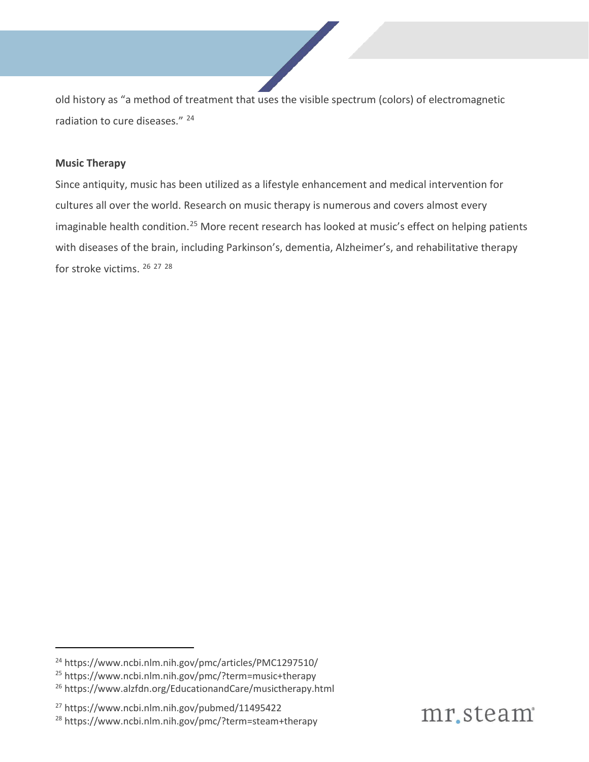old history as “a method of treatment that uses the visible spectrum (colors) of electromagnetic radiation to cure diseases.” [24]

**Music Therapy**

Since antiquity, music has been utilized as a lifestyle enhancement and medical intervention for cultures all over the world. Research on music therapy is numerous and covers almost every imaginable health condition.[25] More recent research has looked at music’s effect on helping patients with diseases of the brain, including Parkinson’s, dementia, Alzheimer’s, and rehabilitative therapy for stroke victims. [26] [27] [28]

---

[24] https://www.ncbi.nlm.nih.gov/pmc/articles/PMC1297510/

[25] https://www.ncbi.nlm.nih.gov/pmc/?term=music+therapy

[26] https://www.alzfdn.org/EducationandCare/musictherapy.html

[27] https://www.ncbi.nlm.nih.gov/pubmed/11495422

[28] https://www.ncbi.nlm.nih.gov/pmc/?term=steam+therapy